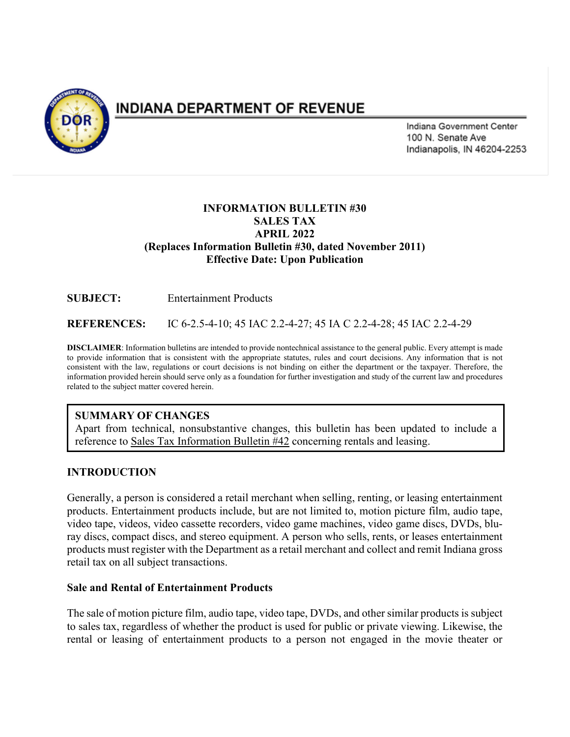# INDIANA DEPARTMENT OF REVENUE

Indiana Government Center
100 N. Senate Ave
Indianapolis, IN 46204-2253

**INFORMATION BULLETIN #30**
**SALES TAX**
**APRIL 2022**
**(Replaces Information Bulletin #30, dated November 2011)**
**Effective Date: Upon Publication**

**SUBJECT:** Entertainment Products

**REFERENCES:** IC 6-2.5-4-10; 45 IAC 2.2-4-27; 45 IA C 2.2-4-28; 45 IAC 2.2-4-29

**DISCLAIMER**: Information bulletins are intended to provide nontechnical assistance to the general public. Every attempt is made to provide information that is consistent with the appropriate statutes, rules and court decisions. Any information that is not consistent with the law, regulations or court decisions is not binding on either the department or the taxpayer. Therefore, the information provided herein should serve only as a foundation for further investigation and study of the current law and procedures related to the subject matter covered herein.

**SUMMARY OF CHANGES**
Apart from technical, nonsubstantive changes, this bulletin has been updated to include a reference to Sales Tax Information Bulletin #42 concerning rentals and leasing.

## INTRODUCTION

Generally, a person is considered a retail merchant when selling, renting, or leasing entertainment products. Entertainment products include, but are not limited to, motion picture film, audio tape, video tape, videos, video cassette recorders, video game machines, video game discs, DVDs, blu-ray discs, compact discs, and stereo equipment. A person who sells, rents, or leases entertainment products must register with the Department as a retail merchant and collect and remit Indiana gross retail tax on all subject transactions.

### Sale and Rental of Entertainment Products

The sale of motion picture film, audio tape, video tape, DVDs, and other similar products is subject to sales tax, regardless of whether the product is used for public or private viewing. Likewise, the rental or leasing of entertainment products to a person not engaged in the movie theater or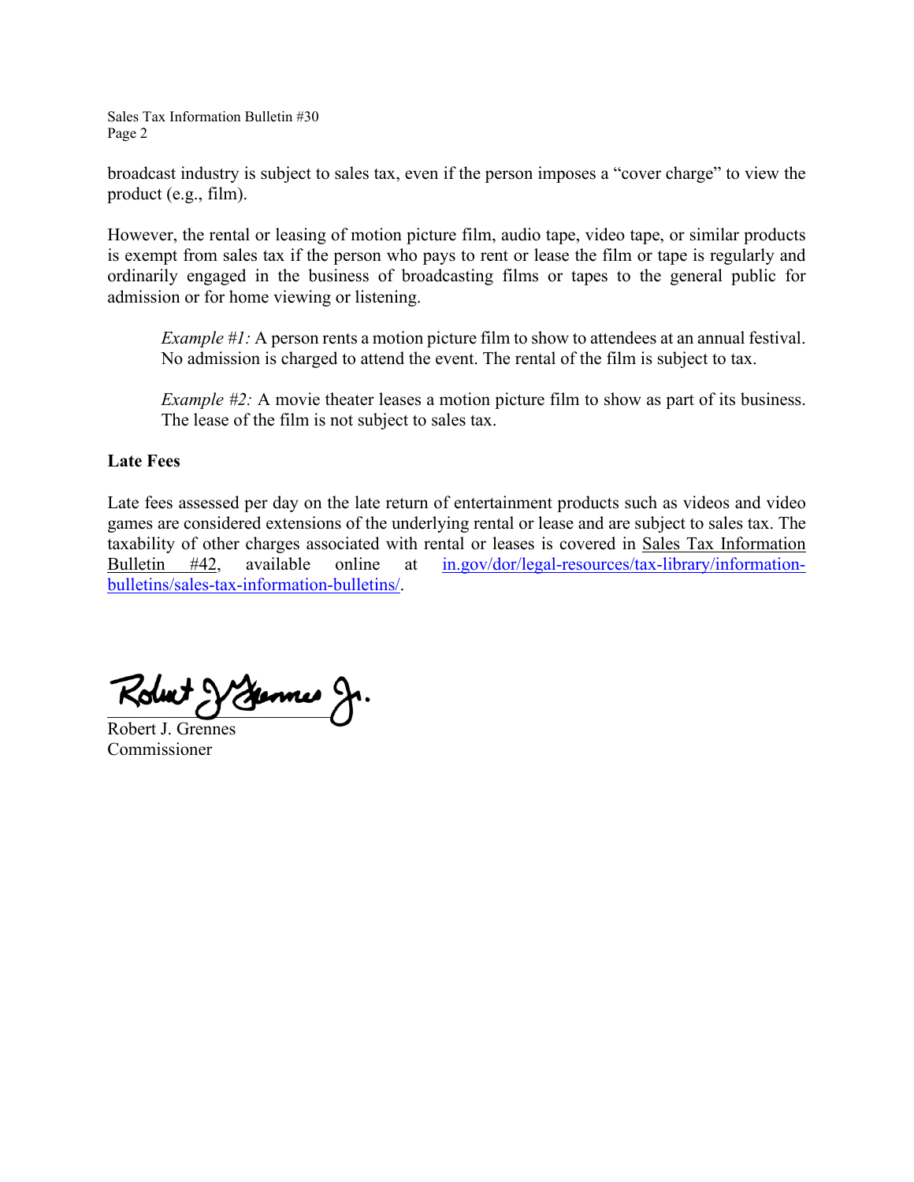broadcast industry is subject to sales tax, even if the person imposes a "cover charge" to view the product (e.g., film).

However, the rental or leasing of motion picture film, audio tape, video tape, or similar products is exempt from sales tax if the person who pays to rent or lease the film or tape is regularly and ordinarily engaged in the business of broadcasting films or tapes to the general public for admission or for home viewing or listening.

> *Example #1:* A person rents a motion picture film to show to attendees at an annual festival. No admission is charged to attend the event. The rental of the film is subject to tax.
>
> *Example #2:* A movie theater leases a motion picture film to show as part of its business. The lease of the film is not subject to sales tax.

**Late Fees**

Late fees assessed per day on the late return of entertainment products such as videos and video games are considered extensions of the underlying rental or lease and are subject to sales tax. The taxability of other charges associated with rental or leases is covered in Sales Tax Information Bulletin #42, available online at [in.gov/dor/legal-resources/tax-library/information-bulletins/sales-tax-information-bulletins/](in.gov/dor/legal-resources/tax-library/information-bulletins/sales-tax-information-bulletins/).

Robert J. Grennes
Commissioner